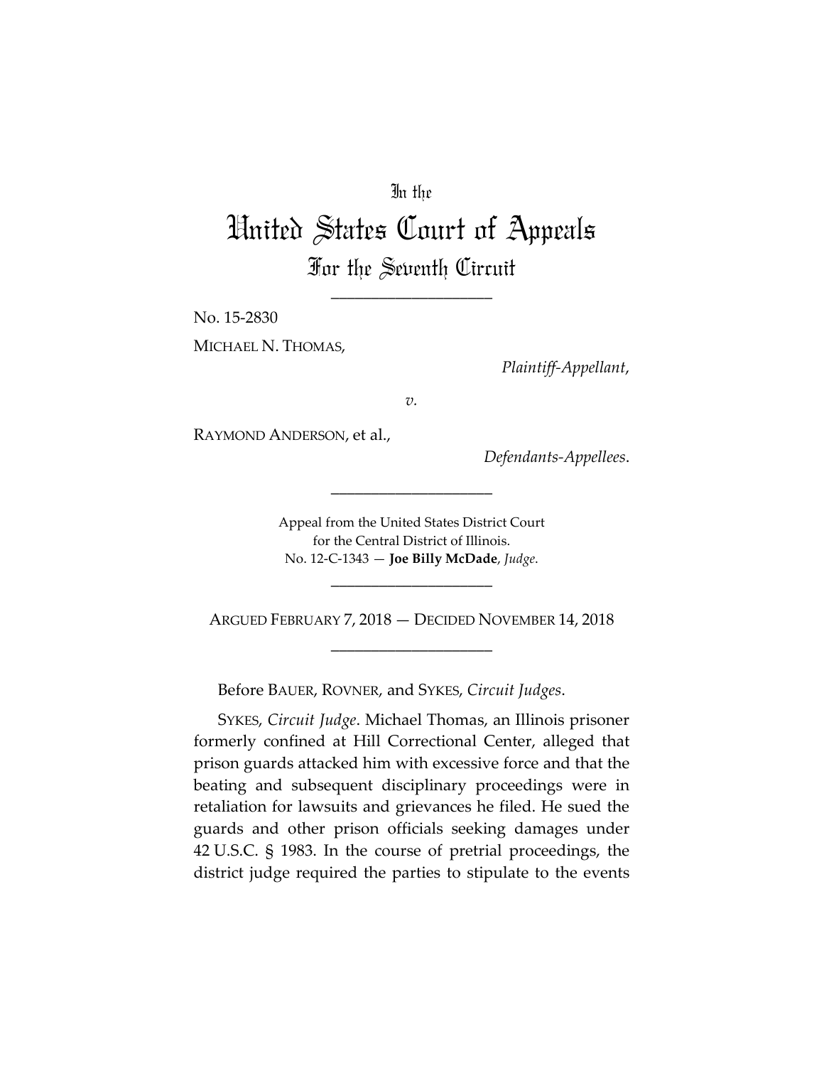In the

# United States Court of Appeals

## For the Seventh Circuit

____________________

No. 15-2830

MICHAEL N. THOMAS,

*Plaintiff-Appellant*,

*v.*

RAYMOND ANDERSON, et al.,

*Defendants-Appellees*.

____________________

Appeal from the United States District Court
for the Central District of Illinois.
No. 12-C-1343 — **Joe Billy McDade**, *Judge*.

____________________

ARGUED FEBRUARY 7, 2018 — DECIDED NOVEMBER 14, 2018

____________________

Before BAUER, ROVNER, and SYKES, *Circuit Judges*.

SYKES, *Circuit Judge*. Michael Thomas, an Illinois prisoner formerly confined at Hill Correctional Center, alleged that prison guards attacked him with excessive force and that the beating and subsequent disciplinary proceedings were in retaliation for lawsuits and grievances he filed. He sued the guards and other prison officials seeking damages under 42 U.S.C. § 1983. In the course of pretrial proceedings, the district judge required the parties to stipulate to the events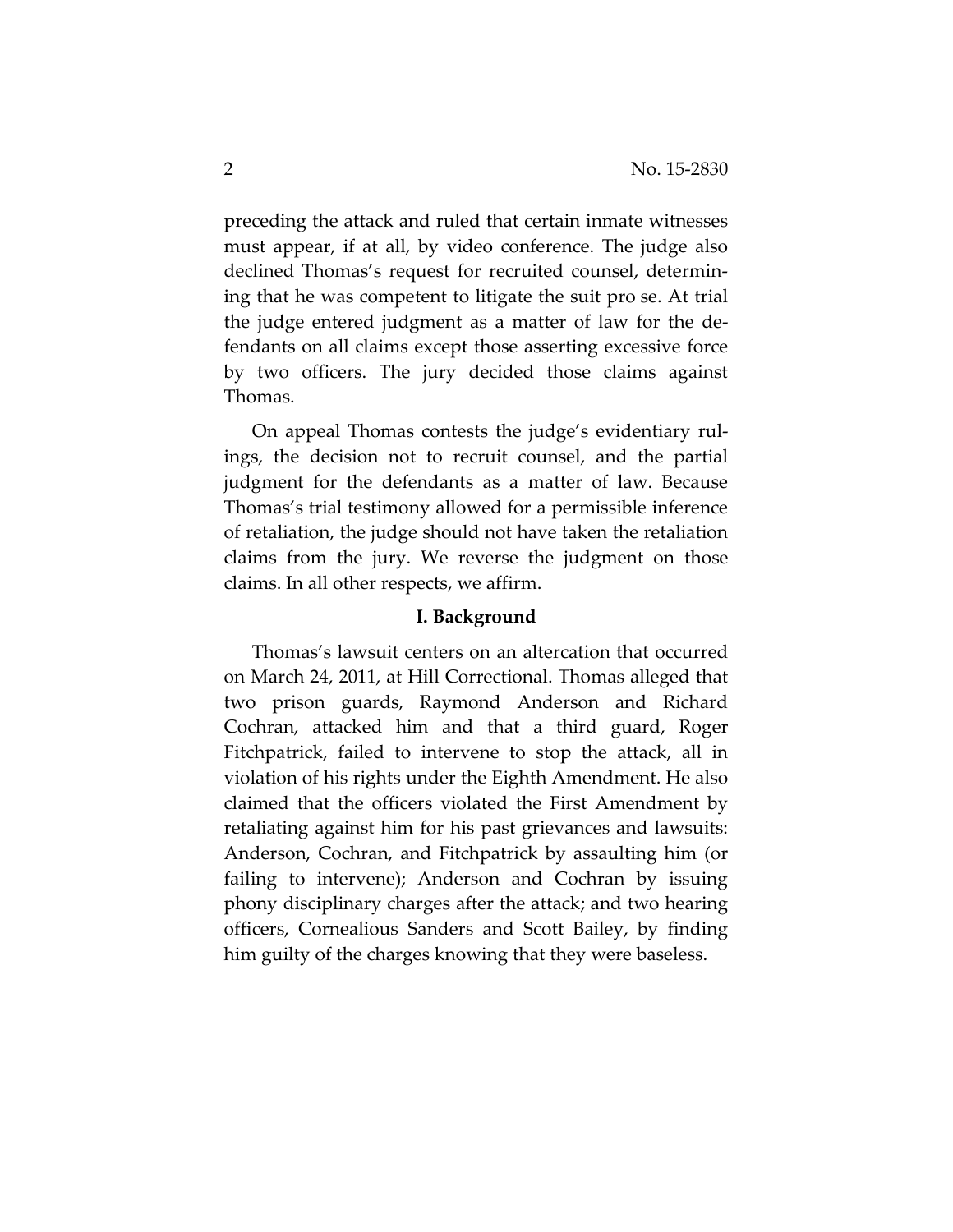preceding the attack and ruled that certain inmate witnesses must appear, if at all, by video conference. The judge also declined Thomas's request for recruited counsel, determining that he was competent to litigate the suit pro se. At trial the judge entered judgment as a matter of law for the defendants on all claims except those asserting excessive force by two officers. The jury decided those claims against Thomas.

On appeal Thomas contests the judge's evidentiary rulings, the decision not to recruit counsel, and the partial judgment for the defendants as a matter of law. Because Thomas's trial testimony allowed for a permissible inference of retaliation, the judge should not have taken the retaliation claims from the jury. We reverse the judgment on those claims. In all other respects, we affirm.

## I. Background

Thomas's lawsuit centers on an altercation that occurred on March 24, 2011, at Hill Correctional. Thomas alleged that two prison guards, Raymond Anderson and Richard Cochran, attacked him and that a third guard, Roger Fitchpatrick, failed to intervene to stop the attack, all in violation of his rights under the Eighth Amendment. He also claimed that the officers violated the First Amendment by retaliating against him for his past grievances and lawsuits: Anderson, Cochran, and Fitchpatrick by assaulting him (or failing to intervene); Anderson and Cochran by issuing phony disciplinary charges after the attack; and two hearing officers, Cornealious Sanders and Scott Bailey, by finding him guilty of the charges knowing that they were baseless.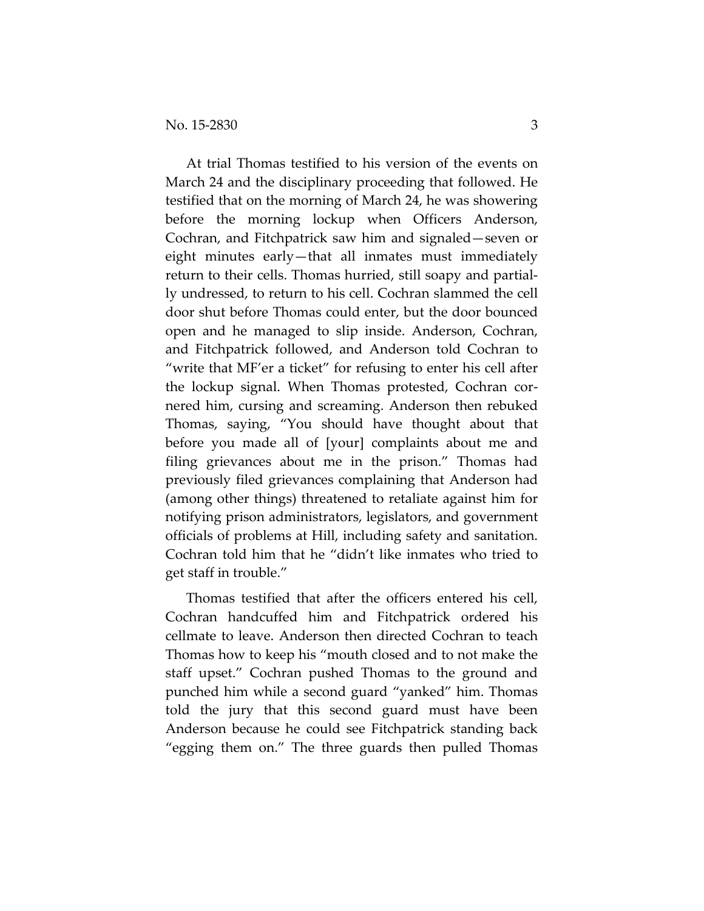At trial Thomas testified to his version of the events on March 24 and the disciplinary proceeding that followed. He testified that on the morning of March 24, he was showering before the morning lockup when Officers Anderson, Cochran, and Fitchpatrick saw him and signaled—seven or eight minutes early—that all inmates must immediately return to their cells. Thomas hurried, still soapy and partially undressed, to return to his cell. Cochran slammed the cell door shut before Thomas could enter, but the door bounced open and he managed to slip inside. Anderson, Cochran, and Fitchpatrick followed, and Anderson told Cochran to "write that MF'er a ticket" for refusing to enter his cell after the lockup signal. When Thomas protested, Cochran cornered him, cursing and screaming. Anderson then rebuked Thomas, saying, "You should have thought about that before you made all of [your] complaints about me and filing grievances about me in the prison." Thomas had previously filed grievances complaining that Anderson had (among other things) threatened to retaliate against him for notifying prison administrators, legislators, and government officials of problems at Hill, including safety and sanitation. Cochran told him that he "didn't like inmates who tried to get staff in trouble."

Thomas testified that after the officers entered his cell, Cochran handcuffed him and Fitchpatrick ordered his cellmate to leave. Anderson then directed Cochran to teach Thomas how to keep his "mouth closed and to not make the staff upset." Cochran pushed Thomas to the ground and punched him while a second guard "yanked" him. Thomas told the jury that this second guard must have been Anderson because he could see Fitchpatrick standing back "egging them on." The three guards then pulled Thomas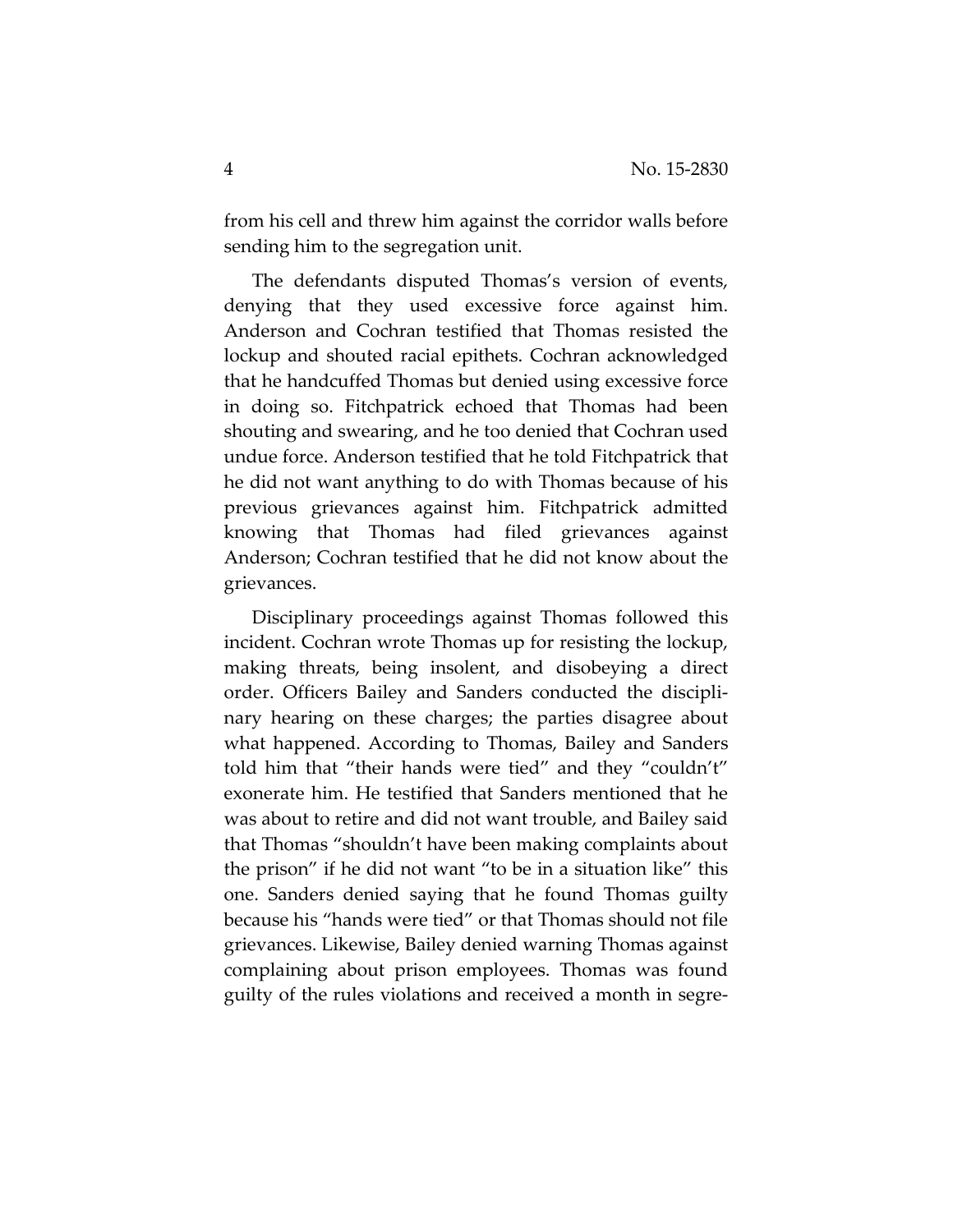from his cell and threw him against the corridor walls before sending him to the segregation unit.

The defendants disputed Thomas's version of events, denying that they used excessive force against him. Anderson and Cochran testified that Thomas resisted the lockup and shouted racial epithets. Cochran acknowledged that he handcuffed Thomas but denied using excessive force in doing so. Fitchpatrick echoed that Thomas had been shouting and swearing, and he too denied that Cochran used undue force. Anderson testified that he told Fitchpatrick that he did not want anything to do with Thomas because of his previous grievances against him. Fitchpatrick admitted knowing that Thomas had filed grievances against Anderson; Cochran testified that he did not know about the grievances.

Disciplinary proceedings against Thomas followed this incident. Cochran wrote Thomas up for resisting the lockup, making threats, being insolent, and disobeying a direct order. Officers Bailey and Sanders conducted the disciplinary hearing on these charges; the parties disagree about what happened. According to Thomas, Bailey and Sanders told him that "their hands were tied" and they "couldn't" exonerate him. He testified that Sanders mentioned that he was about to retire and did not want trouble, and Bailey said that Thomas "shouldn't have been making complaints about the prison" if he did not want "to be in a situation like" this one. Sanders denied saying that he found Thomas guilty because his "hands were tied" or that Thomas should not file grievances. Likewise, Bailey denied warning Thomas against complaining about prison employees. Thomas was found guilty of the rules violations and received a month in segre-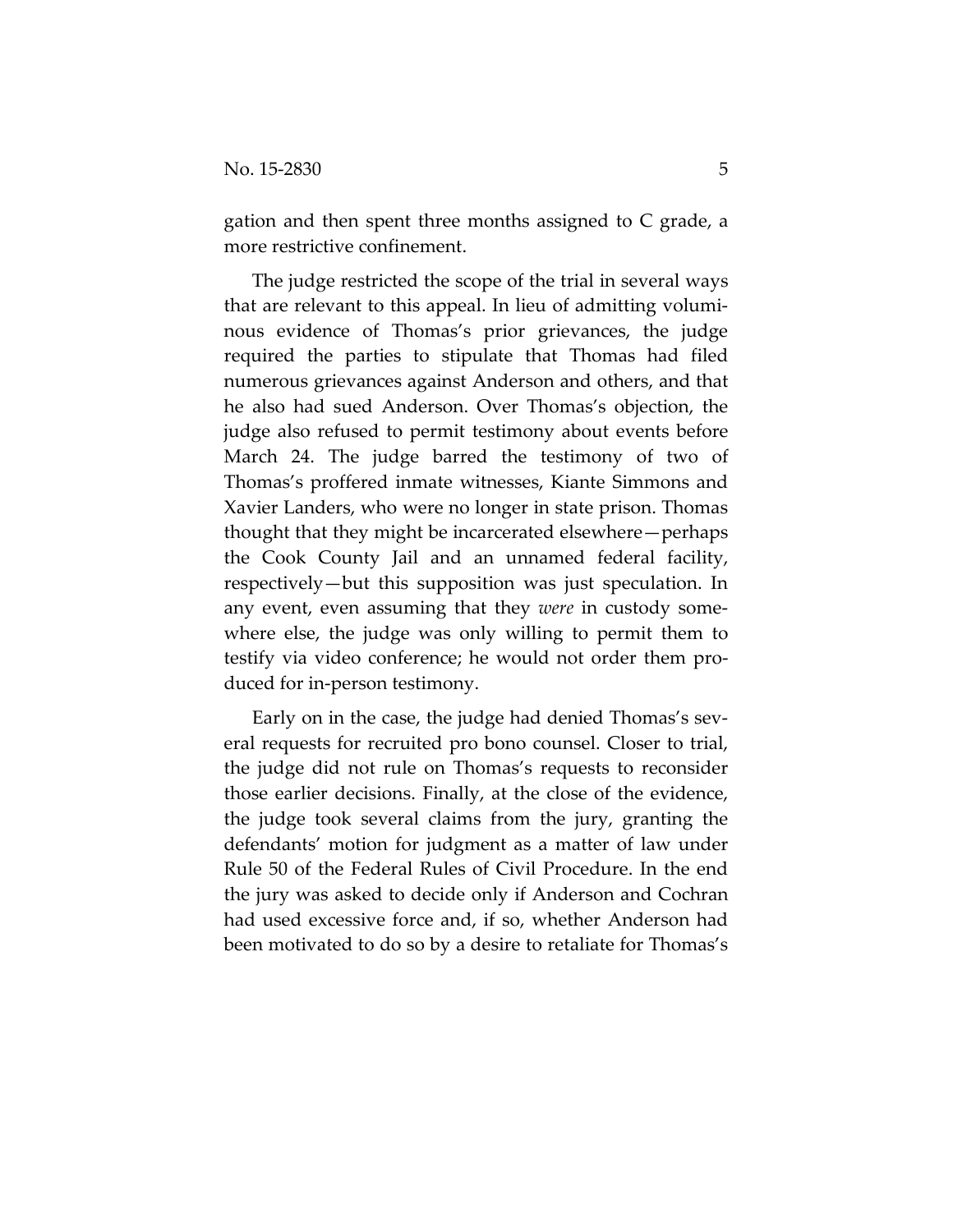gation and then spent three months assigned to C grade, a more restrictive confinement.

The judge restricted the scope of the trial in several ways that are relevant to this appeal. In lieu of admitting voluminous evidence of Thomas's prior grievances, the judge required the parties to stipulate that Thomas had filed numerous grievances against Anderson and others, and that he also had sued Anderson. Over Thomas's objection, the judge also refused to permit testimony about events before March 24. The judge barred the testimony of two of Thomas's proffered inmate witnesses, Kiante Simmons and Xavier Landers, who were no longer in state prison. Thomas thought that they might be incarcerated elsewhere—perhaps the Cook County Jail and an unnamed federal facility, respectively—but this supposition was just speculation. In any event, even assuming that they *were* in custody somewhere else, the judge was only willing to permit them to testify via video conference; he would not order them produced for in-person testimony.

Early on in the case, the judge had denied Thomas's several requests for recruited pro bono counsel. Closer to trial, the judge did not rule on Thomas's requests to reconsider those earlier decisions. Finally, at the close of the evidence, the judge took several claims from the jury, granting the defendants' motion for judgment as a matter of law under Rule 50 of the Federal Rules of Civil Procedure. In the end the jury was asked to decide only if Anderson and Cochran had used excessive force and, if so, whether Anderson had been motivated to do so by a desire to retaliate for Thomas's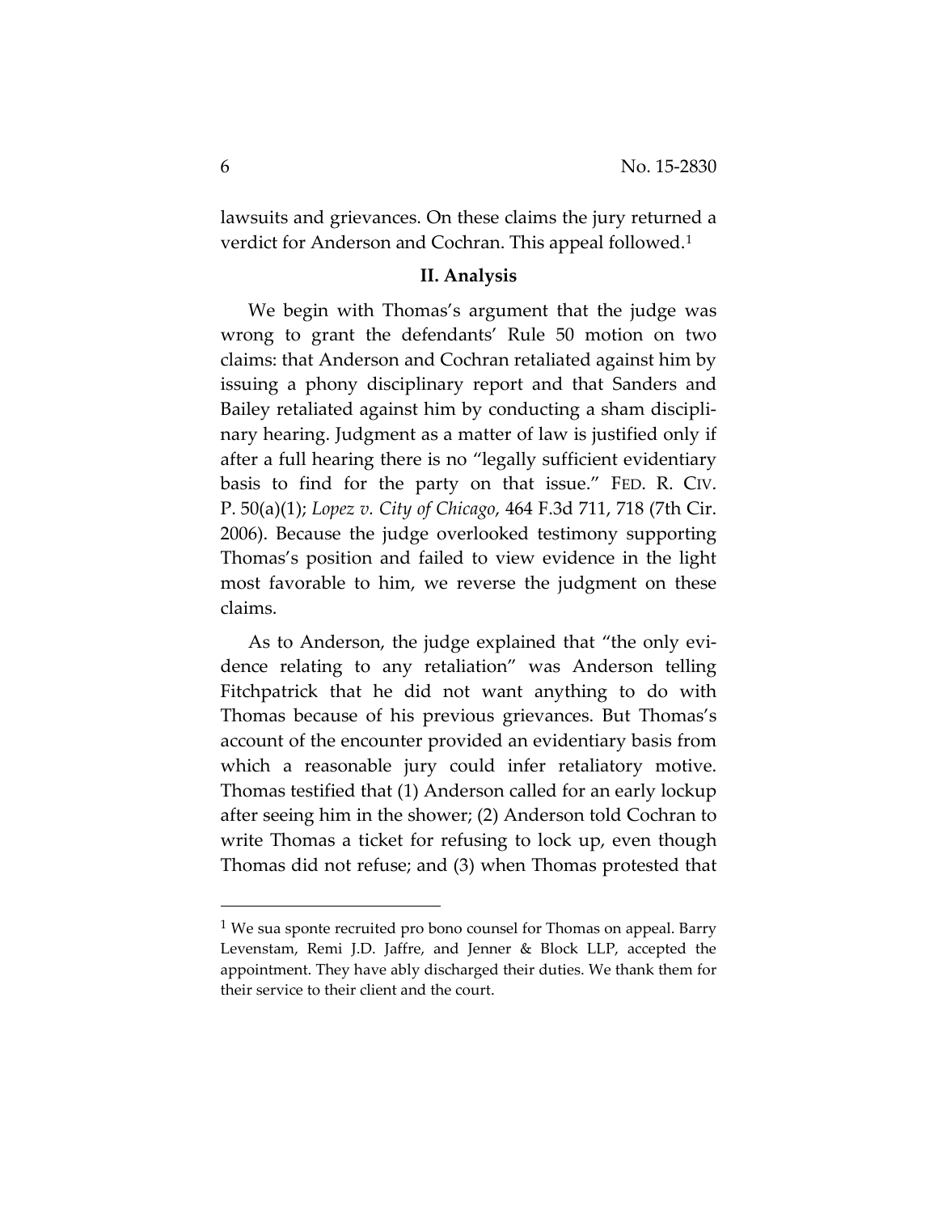lawsuits and grievances. On these claims the jury returned a verdict for Anderson and Cochran. This appeal followed.[1]

## II. Analysis

We begin with Thomas's argument that the judge was wrong to grant the defendants' Rule 50 motion on two claims: that Anderson and Cochran retaliated against him by issuing a phony disciplinary report and that Sanders and Bailey retaliated against him by conducting a sham disciplinary hearing. Judgment as a matter of law is justified only if after a full hearing there is no "legally sufficient evidentiary basis to find for the party on that issue." FED. R. CIV. P. 50(a)(1); *Lopez v. City of Chicago*, 464 F.3d 711, 718 (7th Cir. 2006). Because the judge overlooked testimony supporting Thomas's position and failed to view evidence in the light most favorable to him, we reverse the judgment on these claims.

As to Anderson, the judge explained that "the only evidence relating to any retaliation" was Anderson telling Fitchpatrick that he did not want anything to do with Thomas because of his previous grievances. But Thomas's account of the encounter provided an evidentiary basis from which a reasonable jury could infer retaliatory motive. Thomas testified that (1) Anderson called for an early lockup after seeing him in the shower; (2) Anderson told Cochran to write Thomas a ticket for refusing to lock up, even though Thomas did not refuse; and (3) when Thomas protested that

---

[1] We sua sponte recruited pro bono counsel for Thomas on appeal. Barry Levenstam, Remi J.D. Jaffre, and Jenner & Block LLP, accepted the appointment. They have ably discharged their duties. We thank them for their service to their client and the court.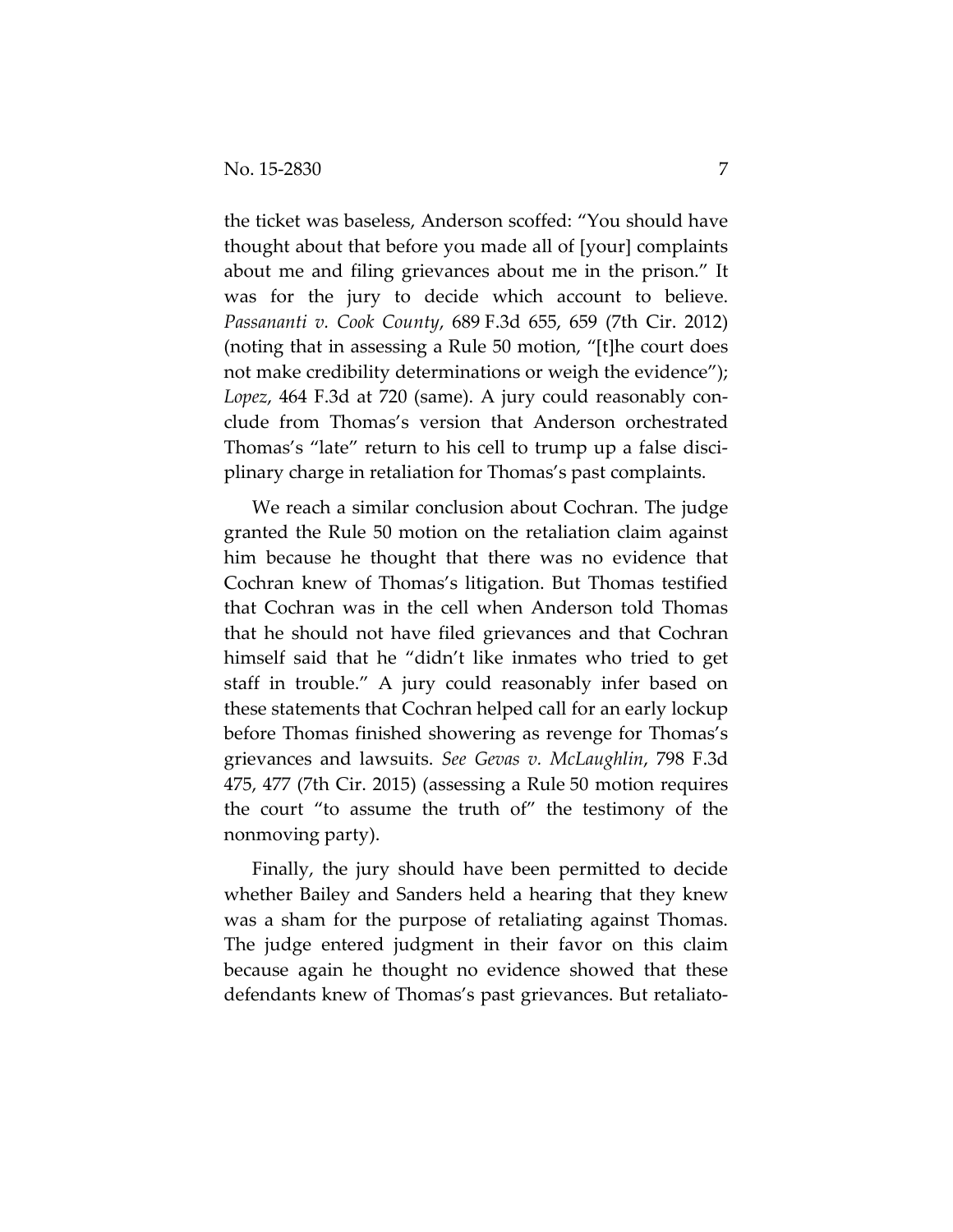the ticket was baseless, Anderson scoffed: "You should have thought about that before you made all of [your] complaints about me and filing grievances about me in the prison." It was for the jury to decide which account to believe. *Passananti v. Cook County*, 689 F.3d 655, 659 (7th Cir. 2012) (noting that in assessing a Rule 50 motion, "[t]he court does not make credibility determinations or weigh the evidence"); *Lopez*, 464 F.3d at 720 (same). A jury could reasonably conclude from Thomas's version that Anderson orchestrated Thomas's "late" return to his cell to trump up a false disciplinary charge in retaliation for Thomas's past complaints.

We reach a similar conclusion about Cochran. The judge granted the Rule 50 motion on the retaliation claim against him because he thought that there was no evidence that Cochran knew of Thomas's litigation. But Thomas testified that Cochran was in the cell when Anderson told Thomas that he should not have filed grievances and that Cochran himself said that he "didn't like inmates who tried to get staff in trouble." A jury could reasonably infer based on these statements that Cochran helped call for an early lockup before Thomas finished showering as revenge for Thomas's grievances and lawsuits. *See Gevas v. McLaughlin*, 798 F.3d 475, 477 (7th Cir. 2015) (assessing a Rule 50 motion requires the court "to assume the truth of" the testimony of the nonmoving party).

Finally, the jury should have been permitted to decide whether Bailey and Sanders held a hearing that they knew was a sham for the purpose of retaliating against Thomas. The judge entered judgment in their favor on this claim because again he thought no evidence showed that these defendants knew of Thomas's past grievances. But retaliato-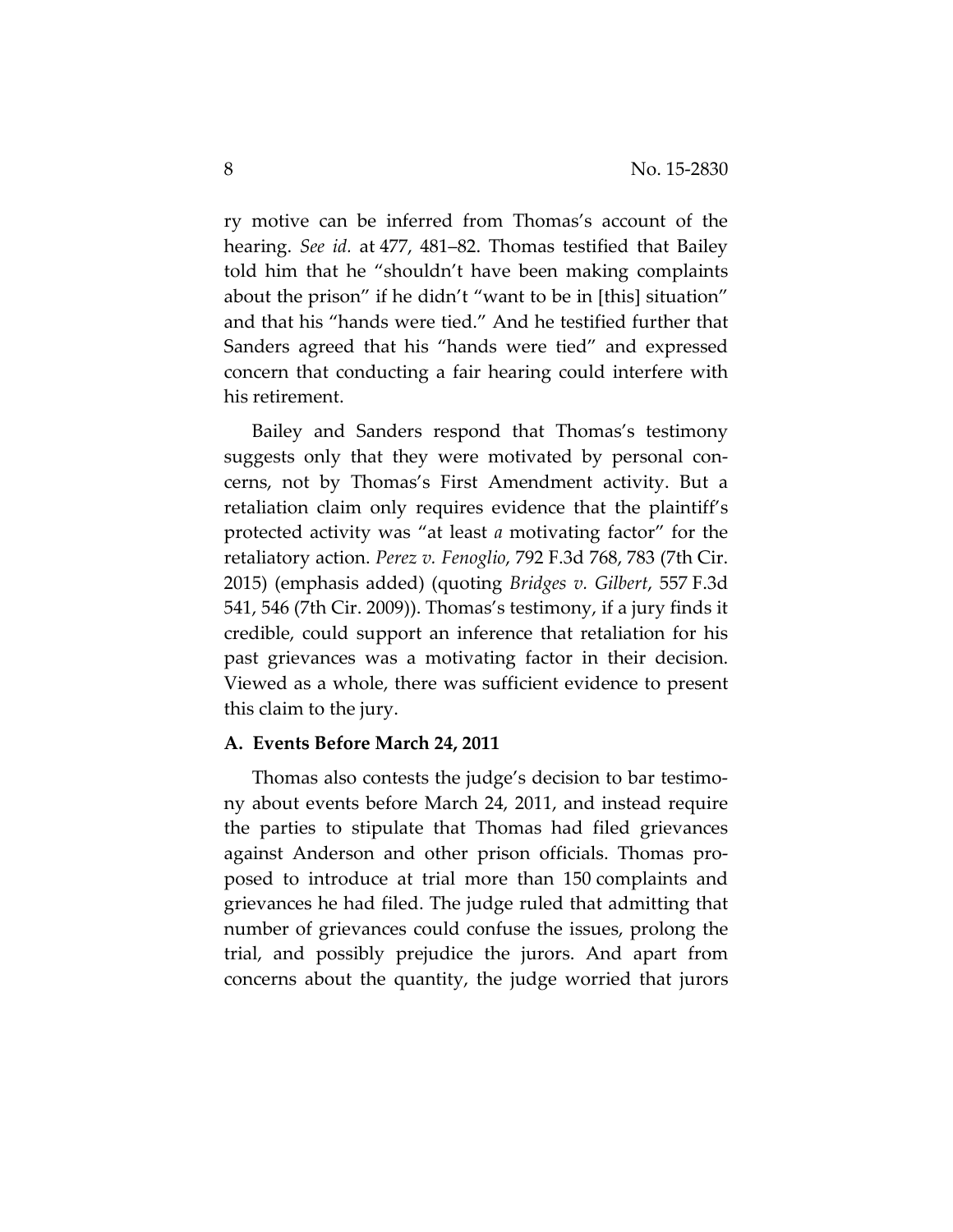ry motive can be inferred from Thomas's account of the hearing. *See id.* at 477, 481–82. Thomas testified that Bailey told him that he "shouldn't have been making complaints about the prison" if he didn't "want to be in [this] situation" and that his "hands were tied." And he testified further that Sanders agreed that his "hands were tied" and expressed concern that conducting a fair hearing could interfere with his retirement.

Bailey and Sanders respond that Thomas's testimony suggests only that they were motivated by personal concerns, not by Thomas's First Amendment activity. But a retaliation claim only requires evidence that the plaintiff's protected activity was "at least *a* motivating factor" for the retaliatory action. *Perez v. Fenoglio*, 792 F.3d 768, 783 (7th Cir. 2015) (emphasis added) (quoting *Bridges v. Gilbert*, 557 F.3d 541, 546 (7th Cir. 2009)). Thomas's testimony, if a jury finds it credible, could support an inference that retaliation for his past grievances was a motivating factor in their decision. Viewed as a whole, there was sufficient evidence to present this claim to the jury.

### A. Events Before March 24, 2011

Thomas also contests the judge's decision to bar testimony about events before March 24, 2011, and instead require the parties to stipulate that Thomas had filed grievances against Anderson and other prison officials. Thomas proposed to introduce at trial more than 150 complaints and grievances he had filed. The judge ruled that admitting that number of grievances could confuse the issues, prolong the trial, and possibly prejudice the jurors. And apart from concerns about the quantity, the judge worried that jurors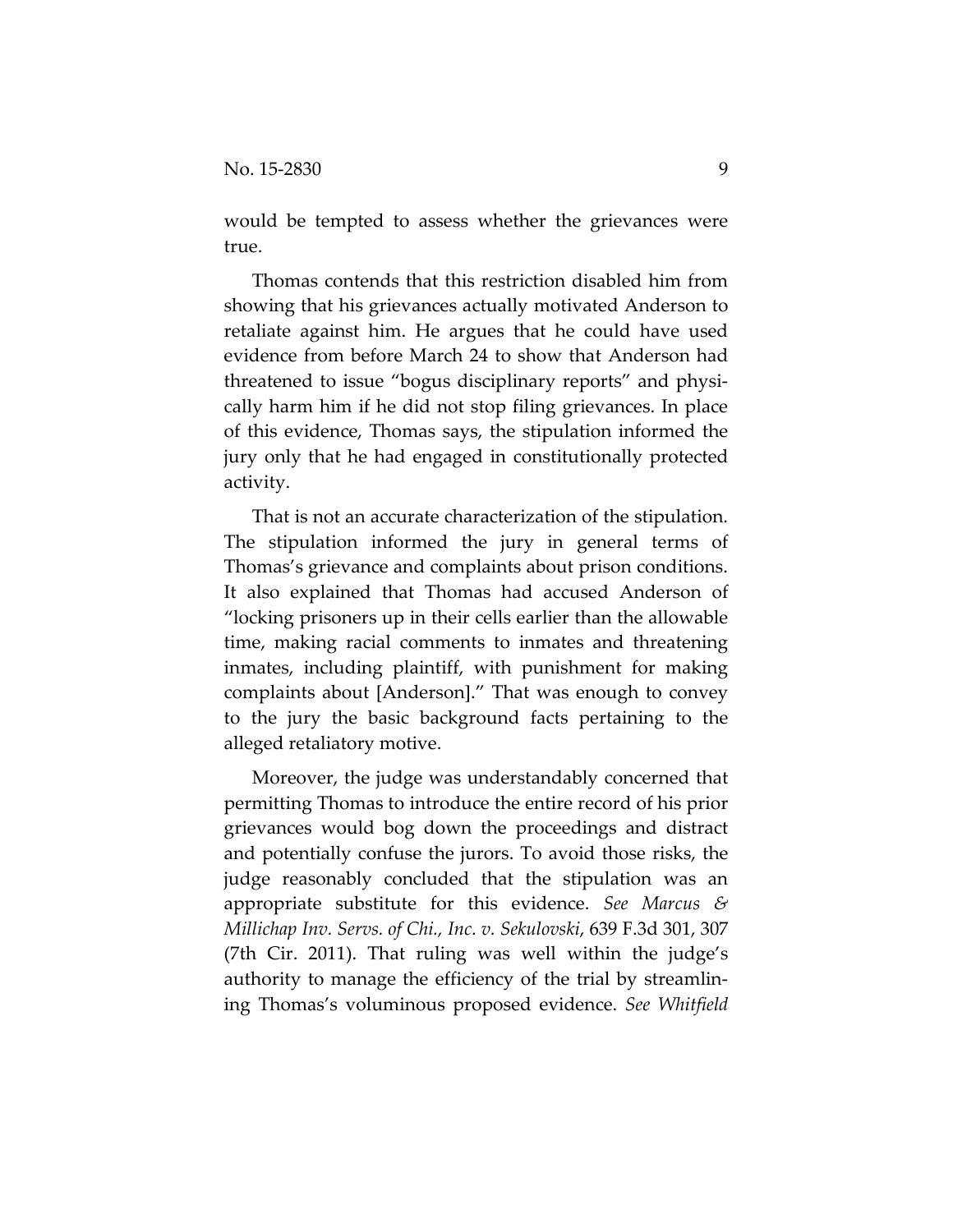would be tempted to assess whether the grievances were true.

Thomas contends that this restriction disabled him from showing that his grievances actually motivated Anderson to retaliate against him. He argues that he could have used evidence from before March 24 to show that Anderson had threatened to issue "bogus disciplinary reports" and physically harm him if he did not stop filing grievances. In place of this evidence, Thomas says, the stipulation informed the jury only that he had engaged in constitutionally protected activity.

That is not an accurate characterization of the stipulation. The stipulation informed the jury in general terms of Thomas's grievance and complaints about prison conditions. It also explained that Thomas had accused Anderson of "locking prisoners up in their cells earlier than the allowable time, making racial comments to inmates and threatening inmates, including plaintiff, with punishment for making complaints about [Anderson]." That was enough to convey to the jury the basic background facts pertaining to the alleged retaliatory motive.

Moreover, the judge was understandably concerned that permitting Thomas to introduce the entire record of his prior grievances would bog down the proceedings and distract and potentially confuse the jurors. To avoid those risks, the judge reasonably concluded that the stipulation was an appropriate substitute for this evidence. *See Marcus & Millichap Inv. Servs. of Chi., Inc. v. Sekulovski*, 639 F.3d 301, 307 (7th Cir. 2011). That ruling was well within the judge's authority to manage the efficiency of the trial by streamlining Thomas's voluminous proposed evidence. *See Whitfield*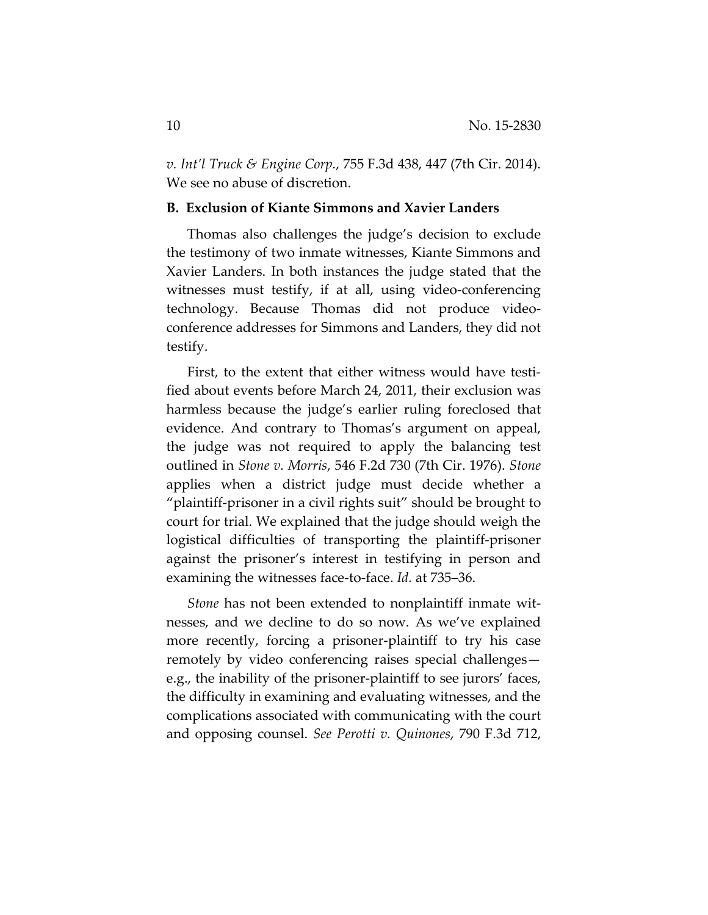*v. Int'l Truck & Engine Corp.*, 755 F.3d 438, 447 (7th Cir. 2014). We see no abuse of discretion.

**B. Exclusion of Kiante Simmons and Xavier Landers**

Thomas also challenges the judge's decision to exclude the testimony of two inmate witnesses, Kiante Simmons and Xavier Landers. In both instances the judge stated that the witnesses must testify, if at all, using video-conferencing technology. Because Thomas did not produce video-conference addresses for Simmons and Landers, they did not testify.

First, to the extent that either witness would have testified about events before March 24, 2011, their exclusion was harmless because the judge's earlier ruling foreclosed that evidence. And contrary to Thomas's argument on appeal, the judge was not required to apply the balancing test outlined in *Stone v. Morris*, 546 F.2d 730 (7th Cir. 1976). *Stone* applies when a district judge must decide whether a "plaintiff-prisoner in a civil rights suit" should be brought to court for trial. We explained that the judge should weigh the logistical difficulties of transporting the plaintiff-prisoner against the prisoner's interest in testifying in person and examining the witnesses face-to-face. *Id.* at 735–36.

*Stone* has not been extended to nonplaintiff inmate witnesses, and we decline to do so now. As we've explained more recently, forcing a prisoner-plaintiff to try his case remotely by video conferencing raises special challenges—e.g., the inability of the prisoner-plaintiff to see jurors' faces, the difficulty in examining and evaluating witnesses, and the complications associated with communicating with the court and opposing counsel. *See Perotti v. Quinones*, 790 F.3d 712,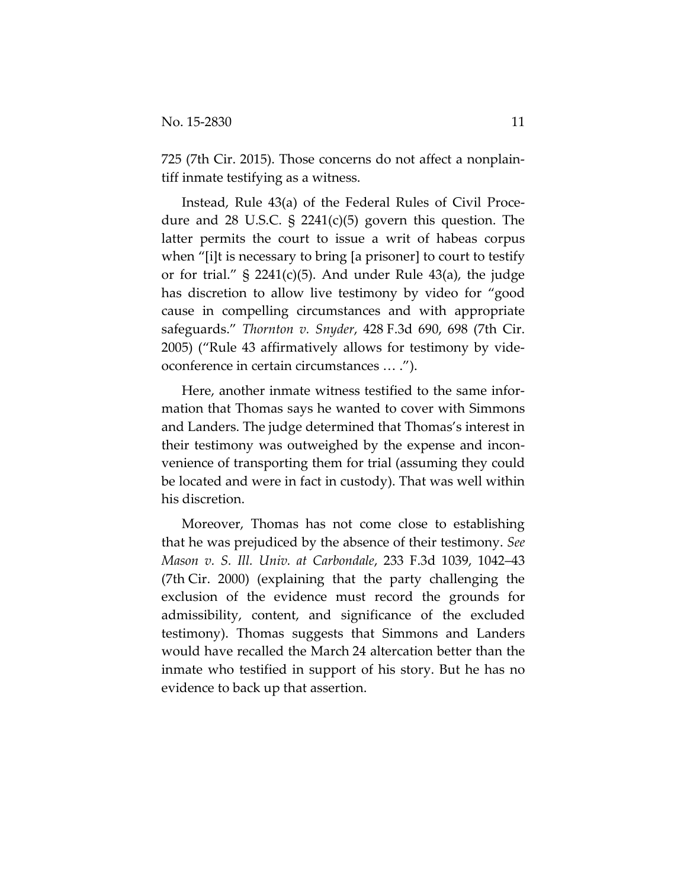725 (7th Cir. 2015). Those concerns do not affect a nonplaintiff inmate testifying as a witness.

Instead, Rule 43(a) of the Federal Rules of Civil Procedure and 28 U.S.C. § 2241(c)(5) govern this question. The latter permits the court to issue a writ of habeas corpus when "[i]t is necessary to bring [a prisoner] to court to testify or for trial." § 2241(c)(5). And under Rule 43(a), the judge has discretion to allow live testimony by video for "good cause in compelling circumstances and with appropriate safeguards." *Thornton v. Snyder*, 428 F.3d 690, 698 (7th Cir. 2005) ("Rule 43 affirmatively allows for testimony by videoconference in certain circumstances … .").

Here, another inmate witness testified to the same information that Thomas says he wanted to cover with Simmons and Landers. The judge determined that Thomas's interest in their testimony was outweighed by the expense and inconvenience of transporting them for trial (assuming they could be located and were in fact in custody). That was well within his discretion.

Moreover, Thomas has not come close to establishing that he was prejudiced by the absence of their testimony. *See Mason v. S. Ill. Univ. at Carbondale*, 233 F.3d 1039, 1042–43 (7th Cir. 2000) (explaining that the party challenging the exclusion of the evidence must record the grounds for admissibility, content, and significance of the excluded testimony). Thomas suggests that Simmons and Landers would have recalled the March 24 altercation better than the inmate who testified in support of his story. But he has no evidence to back up that assertion.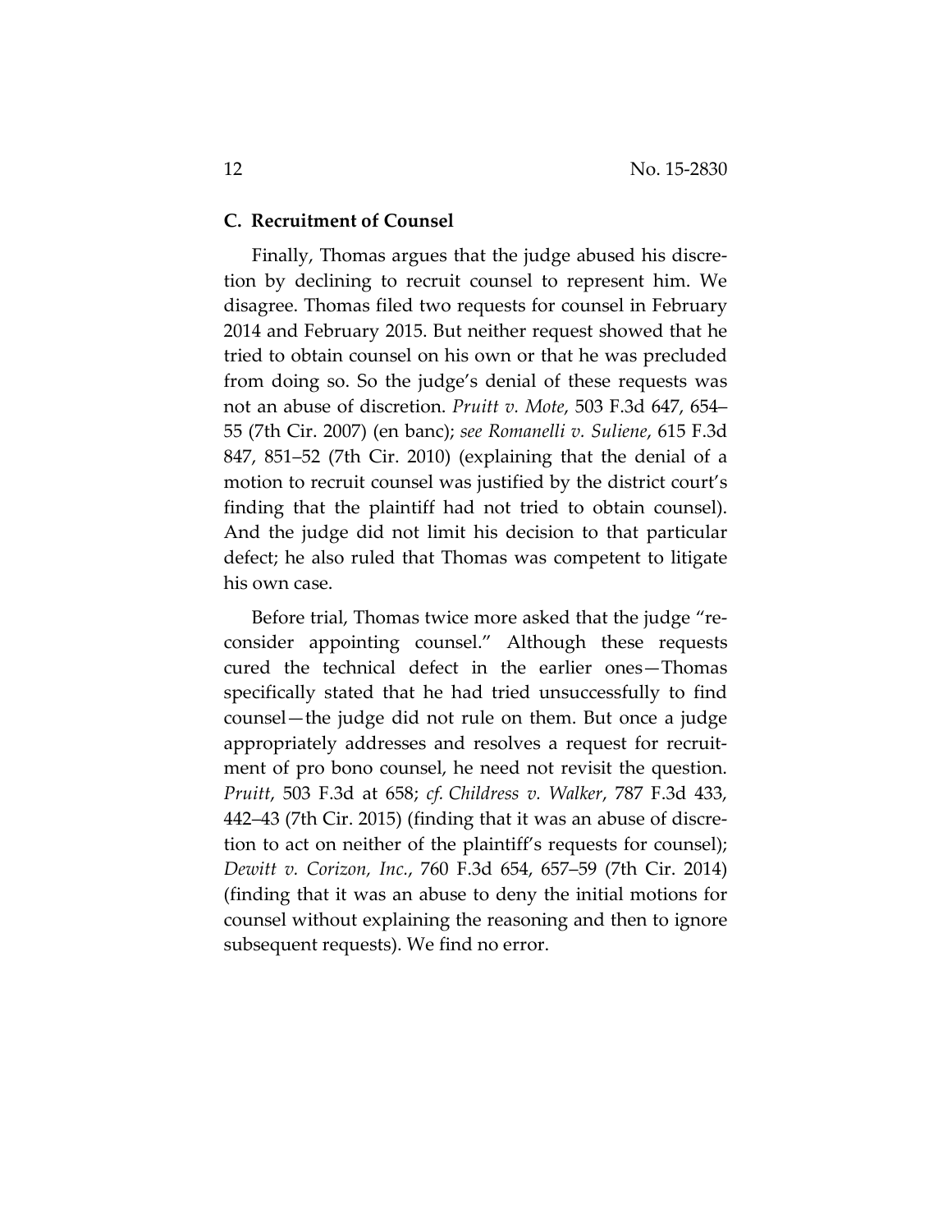### C. Recruitment of Counsel

Finally, Thomas argues that the judge abused his discretion by declining to recruit counsel to represent him. We disagree. Thomas filed two requests for counsel in February 2014 and February 2015. But neither request showed that he tried to obtain counsel on his own or that he was precluded from doing so. So the judge's denial of these requests was not an abuse of discretion. *Pruitt v. Mote*, 503 F.3d 647, 654–55 (7th Cir. 2007) (en banc); *see Romanelli v. Suliene*, 615 F.3d 847, 851–52 (7th Cir. 2010) (explaining that the denial of a motion to recruit counsel was justified by the district court's finding that the plaintiff had not tried to obtain counsel). And the judge did not limit his decision to that particular defect; he also ruled that Thomas was competent to litigate his own case.

Before trial, Thomas twice more asked that the judge "reconsider appointing counsel." Although these requests cured the technical defect in the earlier ones—Thomas specifically stated that he had tried unsuccessfully to find counsel—the judge did not rule on them. But once a judge appropriately addresses and resolves a request for recruitment of pro bono counsel, he need not revisit the question. *Pruitt*, 503 F.3d at 658; *cf. Childress v. Walker*, 787 F.3d 433, 442–43 (7th Cir. 2015) (finding that it was an abuse of discretion to act on neither of the plaintiff's requests for counsel); *Dewitt v. Corizon, Inc.*, 760 F.3d 654, 657–59 (7th Cir. 2014) (finding that it was an abuse to deny the initial motions for counsel without explaining the reasoning and then to ignore subsequent requests). We find no error.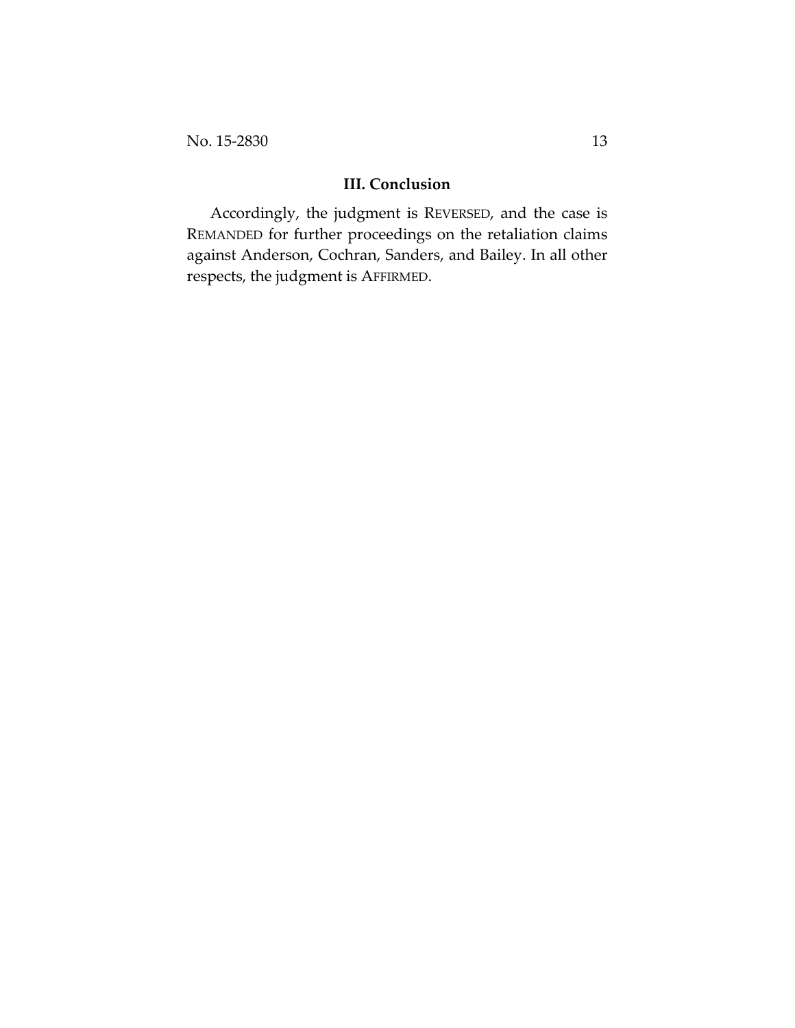## III. Conclusion

Accordingly, the judgment is REVERSED, and the case is REMANDED for further proceedings on the retaliation claims against Anderson, Cochran, Sanders, and Bailey. In all other respects, the judgment is AFFIRMED.